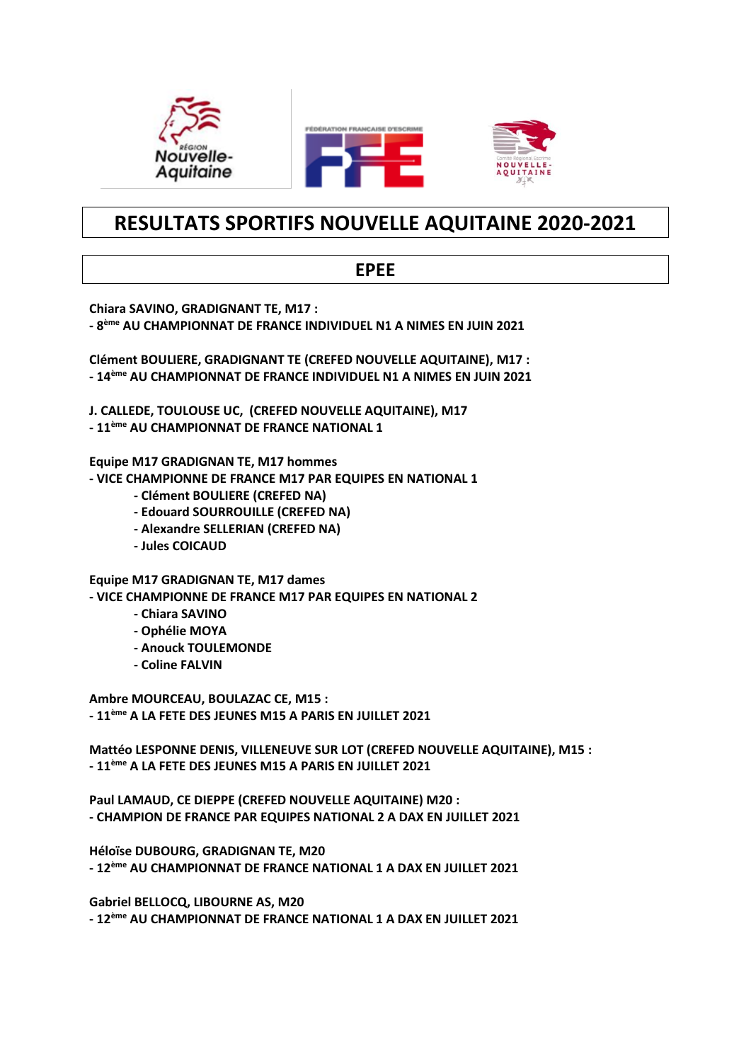# RESULTATS SPORTIFS NOUVELLE AQUITAINE 2020-2021

## EPEE

**Chiara SAVINO, GRADIGNANT TE, M17 :**
**- 8ème AU CHAMPIONNAT DE FRANCE INDIVIDUEL N1 A NIMES EN JUIN 2021**

**Clément BOULIERE, GRADIGNANT TE (CREFED NOUVELLE AQUITAINE), M17 :**
**- 14ème AU CHAMPIONNAT DE FRANCE INDIVIDUEL N1 A NIMES EN JUIN 2021**

**J. CALLEDE, TOULOUSE UC, (CREFED NOUVELLE AQUITAINE), M17**
**- 11ème AU CHAMPIONNAT DE FRANCE NATIONAL 1**

**Equipe M17 GRADIGNAN TE, M17 hommes**
**- VICE CHAMPIONNE DE FRANCE M17 PAR EQUIPES EN NATIONAL 1**

- **Clément BOULIERE (CREFED NA)**
- **Edouard SOURROUILLE (CREFED NA)**
- **Alexandre SELLERIAN (CREFED NA)**
- **Jules COICAUD**

**Equipe M17 GRADIGNAN TE, M17 dames**
**- VICE CHAMPIONNE DE FRANCE M17 PAR EQUIPES EN NATIONAL 2**

- **Chiara SAVINO**
- **Ophélie MOYA**
- **Anouck TOULEMONDE**
- **Coline FALVIN**

**Ambre MOURCEAU, BOULAZAC CE, M15 :**
**- 11ème A LA FETE DES JEUNES M15 A PARIS EN JUILLET 2021**

**Mattéo LESPONNE DENIS, VILLENEUVE SUR LOT (CREFED NOUVELLE AQUITAINE), M15 :**
**- 11ème A LA FETE DES JEUNES M15 A PARIS EN JUILLET 2021**

**Paul LAMAUD, CE DIEPPE (CREFED NOUVELLE AQUITAINE) M20 :**
**- CHAMPION DE FRANCE PAR EQUIPES NATIONAL 2 A DAX EN JUILLET 2021**

**Héloïse DUBOURG, GRADIGNAN TE, M20**
**- 12ème AU CHAMPIONNAT DE FRANCE NATIONAL 1 A DAX EN JUILLET 2021**

**Gabriel BELLOCQ, LIBOURNE AS, M20**
**- 12ème AU CHAMPIONNAT DE FRANCE NATIONAL 1 A DAX EN JUILLET 2021**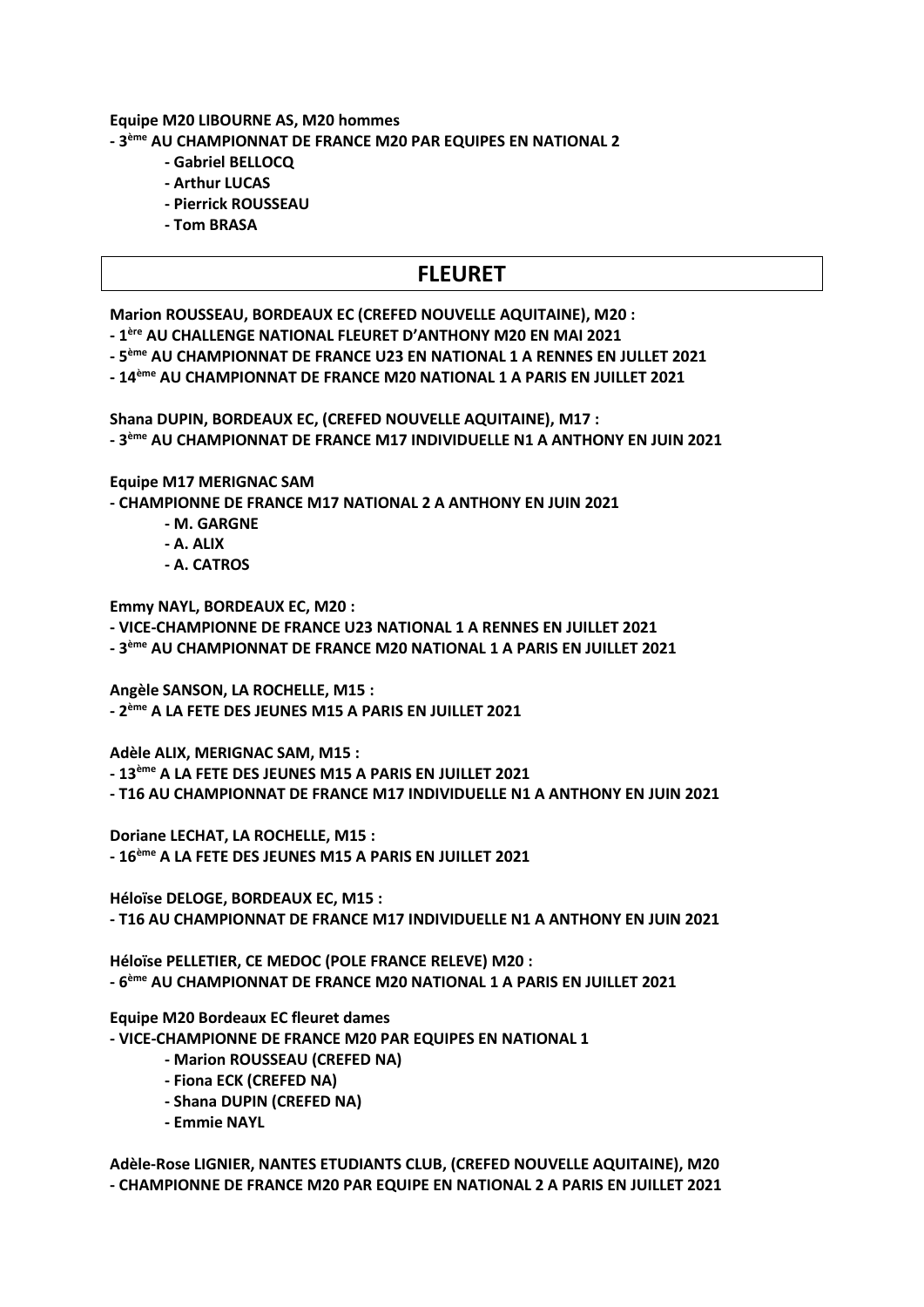**Equipe M20 LIBOURNE AS, M20 hommes**
**- 3ème AU CHAMPIONNAT DE FRANCE M20 PAR EQUIPES EN NATIONAL 2**
- **- Gabriel BELLOCQ**
- **- Arthur LUCAS**
- **- Pierrick ROUSSEAU**
- **- Tom BRASA**

# FLEURET

**Marion ROUSSEAU, BORDEAUX EC (CREFED NOUVELLE AQUITAINE), M20 :**
**- 1ère AU CHALLENGE NATIONAL FLEURET D'ANTHONY M20 EN MAI 2021**
**- 5ème AU CHAMPIONNAT DE FRANCE U23 EN NATIONAL 1 A RENNES EN JUILLET 2021**
**- 14ème AU CHAMPIONNAT DE FRANCE M20 NATIONAL 1 A PARIS EN JUILLET 2021**

**Shana DUPIN, BORDEAUX EC, (CREFED NOUVELLE AQUITAINE), M17 :**
**- 3ème AU CHAMPIONNAT DE FRANCE M17 INDIVIDUELLE N1 A ANTHONY EN JUIN 2021**

**Equipe M17 MERIGNAC SAM**
**- CHAMPIONNE DE FRANCE M17 NATIONAL 2 A ANTHONY EN JUIN 2021**
- **- M. GARGNE**
- **- A. ALIX**
- **- A. CATROS**

**Emmy NAYL, BORDEAUX EC, M20 :**
**- VICE-CHAMPIONNE DE FRANCE U23 NATIONAL 1 A RENNES EN JUILLET 2021**
**- 3ème AU CHAMPIONNAT DE FRANCE M20 NATIONAL 1 A PARIS EN JUILLET 2021**

**Angèle SANSON, LA ROCHELLE, M15 :**
**- 2ème A LA FETE DES JEUNES M15 A PARIS EN JUILLET 2021**

**Adèle ALIX, MERIGNAC SAM, M15 :**
**- 13ème A LA FETE DES JEUNES M15 A PARIS EN JUILLET 2021**
**- T16 AU CHAMPIONNAT DE FRANCE M17 INDIVIDUELLE N1 A ANTHONY EN JUIN 2021**

**Doriane LECHAT, LA ROCHELLE, M15 :**
**- 16ème A LA FETE DES JEUNES M15 A PARIS EN JUILLET 2021**

**Héloïse DELOGE, BORDEAUX EC, M15 :**
**- T16 AU CHAMPIONNAT DE FRANCE M17 INDIVIDUELLE N1 A ANTHONY EN JUIN 2021**

**Héloïse PELLETIER, CE MEDOC (POLE FRANCE RELEVE) M20 :**
**- 6ème AU CHAMPIONNAT DE FRANCE M20 NATIONAL 1 A PARIS EN JUILLET 2021**

**Equipe M20 Bordeaux EC fleuret dames**
**- VICE-CHAMPIONNE DE FRANCE M20 PAR EQUIPES EN NATIONAL 1**
- **- Marion ROUSSEAU (CREFED NA)**
- **- Fiona ECK (CREFED NA)**
- **- Shana DUPIN (CREFED NA)**
- **- Emmie NAYL**

**Adèle-Rose LIGNIER, NANTES ETUDIANTS CLUB, (CREFED NOUVELLE AQUITAINE), M20**
**- CHAMPIONNE DE FRANCE M20 PAR EQUIPE EN NATIONAL 2 A PARIS EN JUILLET 2021**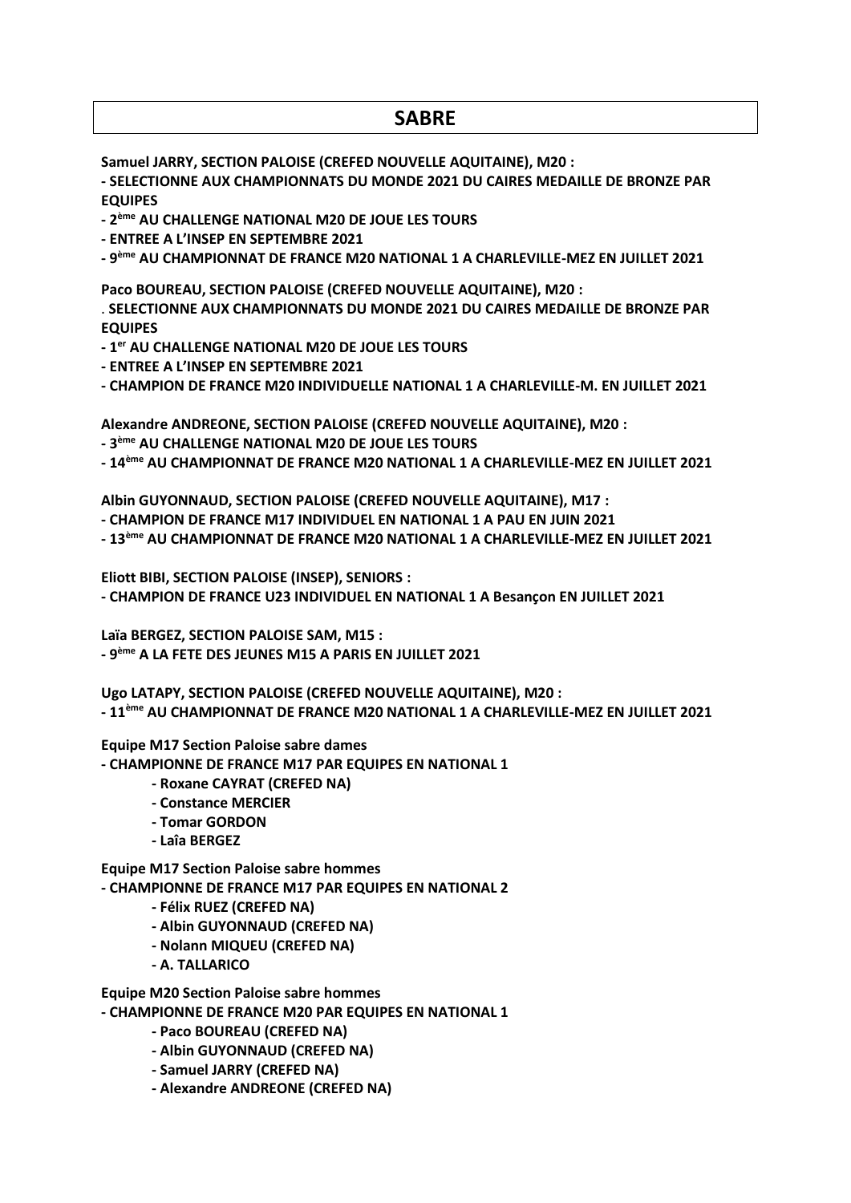# SABRE

**Samuel JARRY, SECTION PALOISE (CREFED NOUVELLE AQUITAINE), M20 :**
**- SELECTIONNE AUX CHAMPIONNATS DU MONDE 2021 DU CAIRES MEDAILLE DE BRONZE PAR EQUIPES**
**- 2ème AU CHALLENGE NATIONAL M20 DE JOUE LES TOURS**
**- ENTREE A L'INSEP EN SEPTEMBRE 2021**
**- 9ème AU CHAMPIONNAT DE FRANCE M20 NATIONAL 1 A CHARLEVILLE-MEZ EN JUILLET 2021**

**Paco BOUREAU, SECTION PALOISE (CREFED NOUVELLE AQUITAINE), M20 :**
**. SELECTIONNE AUX CHAMPIONNATS DU MONDE 2021 DU CAIRES MEDAILLE DE BRONZE PAR EQUIPES**
**- 1er AU CHALLENGE NATIONAL M20 DE JOUE LES TOURS**
**- ENTREE A L'INSEP EN SEPTEMBRE 2021**
**- CHAMPION DE FRANCE M20 INDIVIDUELLE NATIONAL 1 A CHARLEVILLE-M. EN JUILLET 2021**

**Alexandre ANDREONE, SECTION PALOISE (CREFED NOUVELLE AQUITAINE), M20 :**
**- 3ème AU CHALLENGE NATIONAL M20 DE JOUE LES TOURS**
**- 14ème AU CHAMPIONNAT DE FRANCE M20 NATIONAL 1 A CHARLEVILLE-MEZ EN JUILLET 2021**

**Albin GUYONNAUD, SECTION PALOISE (CREFED NOUVELLE AQUITAINE), M17 :**
**- CHAMPION DE FRANCE M17 INDIVIDUEL EN NATIONAL 1 A PAU EN JUIN 2021**
**- 13ème AU CHAMPIONNAT DE FRANCE M20 NATIONAL 1 A CHARLEVILLE-MEZ EN JUILLET 2021**

**Eliott BIBI, SECTION PALOISE (INSEP), SENIORS :**
**- CHAMPION DE FRANCE U23 INDIVIDUEL EN NATIONAL 1 A Besançon EN JUILLET 2021**

**Laïa BERGEZ, SECTION PALOISE SAM, M15 :**
**- 9ème A LA FETE DES JEUNES M15 A PARIS EN JUILLET 2021**

**Ugo LATAPY, SECTION PALOISE (CREFED NOUVELLE AQUITAINE), M20 :**
**- 11ème AU CHAMPIONNAT DE FRANCE M20 NATIONAL 1 A CHARLEVILLE-MEZ EN JUILLET 2021**

**Equipe M17 Section Paloise sabre dames**
**- CHAMPIONNE DE FRANCE M17 PAR EQUIPES EN NATIONAL 1**
- **Roxane CAYRAT (CREFED NA)**
- **Constance MERCIER**
- **Tomar GORDON**
- **Laîa BERGEZ**

**Equipe M17 Section Paloise sabre hommes**
**- CHAMPIONNE DE FRANCE M17 PAR EQUIPES EN NATIONAL 2**
- **Félix RUEZ (CREFED NA)**
- **Albin GUYONNAUD (CREFED NA)**
- **Nolann MIQUEU (CREFED NA)**
- **A. TALLARICO**

**Equipe M20 Section Paloise sabre hommes**
**- CHAMPIONNE DE FRANCE M20 PAR EQUIPES EN NATIONAL 1**
- **Paco BOUREAU (CREFED NA)**
- **Albin GUYONNAUD (CREFED NA)**
- **Samuel JARRY (CREFED NA)**
- **Alexandre ANDREONE (CREFED NA)**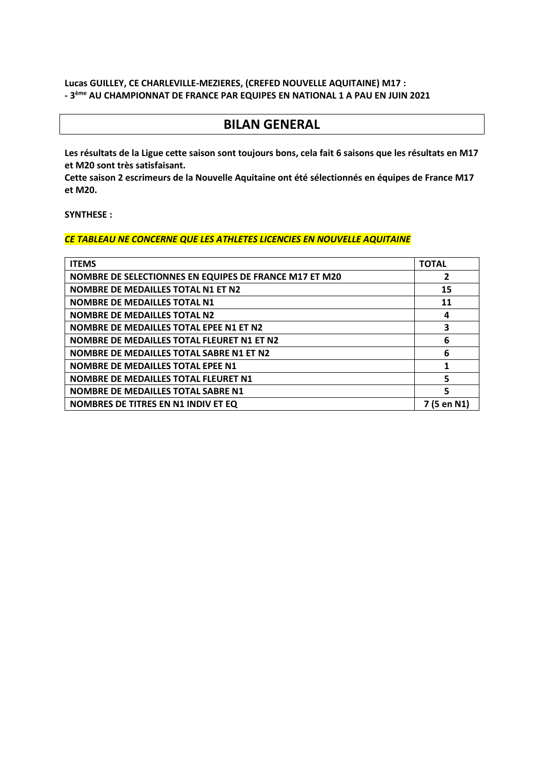**Lucas GUILLEY, CE CHARLEVILLE-MEZIERES, (CREFED NOUVELLE AQUITAINE) M17 :**
**- 3[ème] AU CHAMPIONNAT DE FRANCE PAR EQUIPES EN NATIONAL 1 A PAU EN JUIN 2021**

## BILAN GENERAL

**Les résultats de la Ligue cette saison sont toujours bons, cela fait 6 saisons que les résultats en M17 et M20 sont très satisfaisant.**
**Cette saison 2 escrimeurs de la Nouvelle Aquitaine ont été sélectionnés en équipes de France M17 et M20.**

**SYNTHESE :**

***CE TABLEAU NE CONCERNE QUE LES ATHLETES LICENCIES EN NOUVELLE AQUITAINE***

| ITEMS | TOTAL |
|---|---|
| NOMBRE DE SELECTIONNES EN EQUIPES DE FRANCE M17 ET M20 | 2 |
| NOMBRE DE MEDAILLES TOTAL N1 ET N2 | 15 |
| NOMBRE DE MEDAILLES TOTAL N1 | 11 |
| NOMBRE DE MEDAILLES TOTAL N2 | 4 |
| NOMBRE DE MEDAILLES TOTAL EPEE N1 ET N2 | 3 |
| NOMBRE DE MEDAILLES TOTAL FLEURET N1 ET N2 | 6 |
| NOMBRE DE MEDAILLES TOTAL SABRE N1 ET N2 | 6 |
| NOMBRE DE MEDAILLES TOTAL EPEE N1 | 1 |
| NOMBRE DE MEDAILLES TOTAL FLEURET N1 | 5 |
| NOMBRE DE MEDAILLES TOTAL SABRE N1 | 5 |
| NOMBRES DE TITRES EN N1 INDIV ET EQ | 7 (5 en N1) |